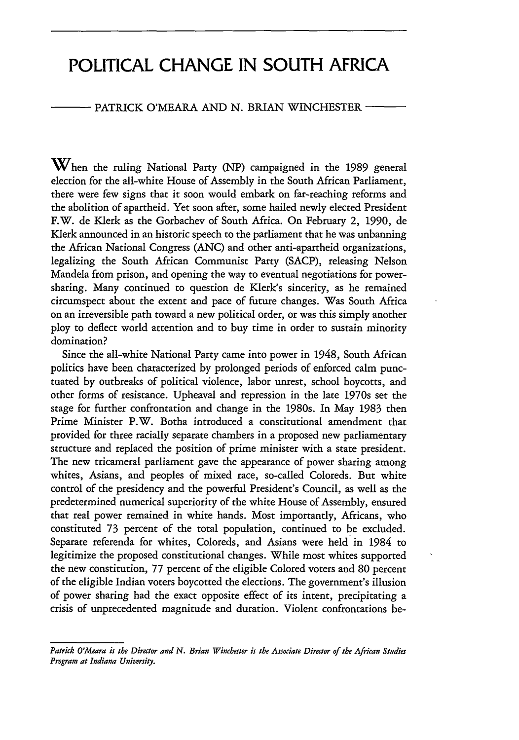# POLITICAL CHANGE IN SOUTH AFRICA

PATRICK O'MEARA AND N. BRIAN WINCHESTER

When the ruling National Party (NP) campaigned in the 1989 general election for the all-white House of Assembly in the South African Parliament, there were few signs that it soon would embark on far-reaching reforms and the abolition of apartheid. Yet soon after, some hailed newly elected President F.W. de Klerk as the Gorbachev of South Africa. On February 2, 1990, de Klerk announced in an historic speech to the parliament that he was unbanning the African National Congress (ANC) and other anti-apartheid organizations, legalizing the South African Communist Party (SACP), releasing Nelson Mandela from prison, and opening the way to eventual negotiations for power-sharing. Many continued to question de Klerk's sincerity, as he remained circumspect about the extent and pace of future changes. Was South Africa on an irreversible path toward a new political order, or was this simply another ploy to deflect world attention and to buy time in order to sustain minority domination?

Since the all-white National Party came into power in 1948, South African politics have been characterized by prolonged periods of enforced calm punctuated by outbreaks of political violence, labor unrest, school boycotts, and other forms of resistance. Upheaval and repression in the late 1970s set the stage for further confrontation and change in the 1980s. In May 1983 then Prime Minister P.W. Botha introduced a constitutional amendment that provided for three racially separate chambers in a proposed new parliamentary structure and replaced the position of prime minister with a state president. The new tricameral parliament gave the appearance of power sharing among whites, Asians, and peoples of mixed race, so-called Coloreds. But white control of the presidency and the powerful President's Council, as well as the predetermined numerical superiority of the white House of Assembly, ensured that real power remained in white hands. Most importantly, Africans, who constituted 73 percent of the total population, continued to be excluded. Separate referenda for whites, Coloreds, and Asians were held in 1984 to legitimize the proposed constitutional changes. While most whites supported the new constitution, 77 percent of the eligible Colored voters and 80 percent of the eligible Indian voters boycotted the elections. The government's illusion of power sharing had the exact opposite effect of its intent, precipitating a crisis of unprecedented magnitude and duration. Violent confrontations be-

*Patrick O'Meara is the Director and N. Brian Winchester is the Associate Director of the African Studies Program at Indiana University.*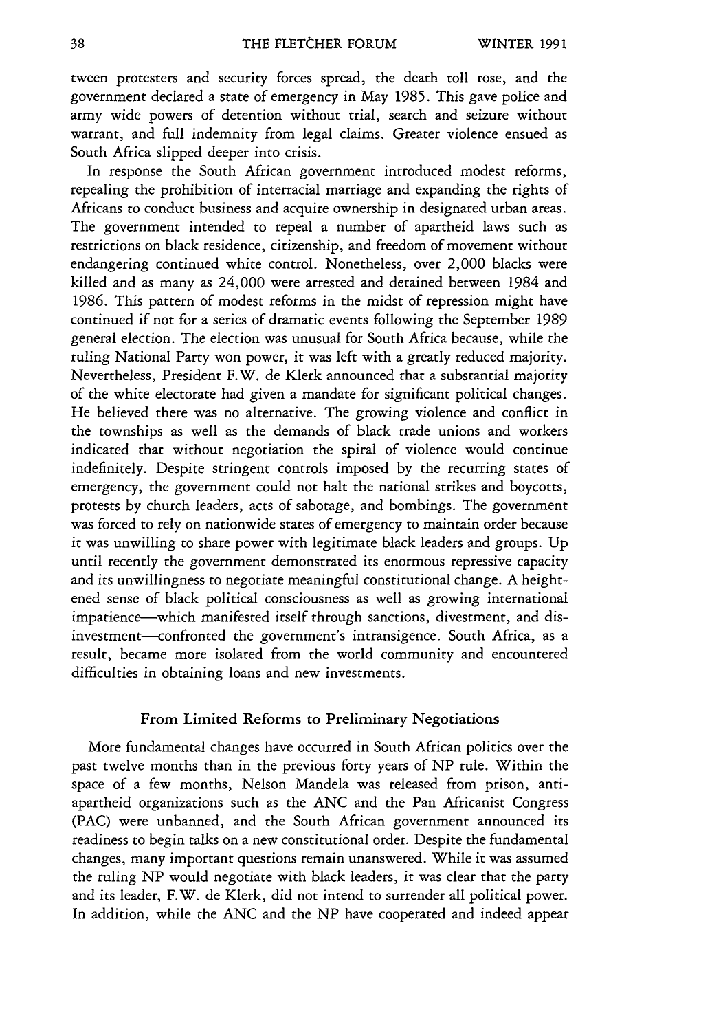tween protesters and security forces spread, the death toll rose, and the government declared a state of emergency in May 1985. This gave police and army wide powers of detention without trial, search and seizure without warrant, and full indemnity from legal claims. Greater violence ensued as South Africa slipped deeper into crisis.

In response the South African government introduced modest reforms, repealing the prohibition of interracial marriage and expanding the rights of Africans to conduct business and acquire ownership in designated urban areas. The government intended to repeal a number of apartheid laws such as restrictions on black residence, citizenship, and freedom of movement without endangering continued white control. Nonetheless, over 2,000 blacks were killed and as many as 24,000 were arrested and detained between 1984 and 1986. This pattern of modest reforms in the midst of repression might have continued if not for a series of dramatic events following the September 1989 general election. The election was unusual for South Africa because, while the ruling National Party won power, it was left with a greatly reduced majority. Nevertheless, President F.W. de Klerk announced that a substantial majority of the white electorate had given a mandate for significant political changes. He believed there was no alternative. The growing violence and conflict in the townships as well as the demands of black trade unions and workers indicated that without negotiation the spiral of violence would continue indefinitely. Despite stringent controls imposed by the recurring states of emergency, the government could not halt the national strikes and boycotts, protests by church leaders, acts of sabotage, and bombings. The government was forced to rely on nationwide states of emergency to maintain order because it was unwilling to share power with legitimate black leaders and groups. Up until recently the government demonstrated its enormous repressive capacity and its unwillingness to negotiate meaningful constitutional change. A heightened sense of black political consciousness as well as growing international impatience—which manifested itself through sanctions, divestment, and disinvestment—confronted the government's intransigence. South Africa, as a result, became more isolated from the world community and encountered difficulties in obtaining loans and new investments.

## From Limited Reforms to Preliminary Negotiations

More fundamental changes have occurred in South African politics over the past twelve months than in the previous forty years of NP rule. Within the space of a few months, Nelson Mandela was released from prison, anti-apartheid organizations such as the ANC and the Pan Africanist Congress (PAC) were unbanned, and the South African government announced its readiness to begin talks on a new constitutional order. Despite the fundamental changes, many important questions remain unanswered. While it was assumed the ruling NP would negotiate with black leaders, it was clear that the party and its leader, F.W. de Klerk, did not intend to surrender all political power. In addition, while the ANC and the NP have cooperated and indeed appear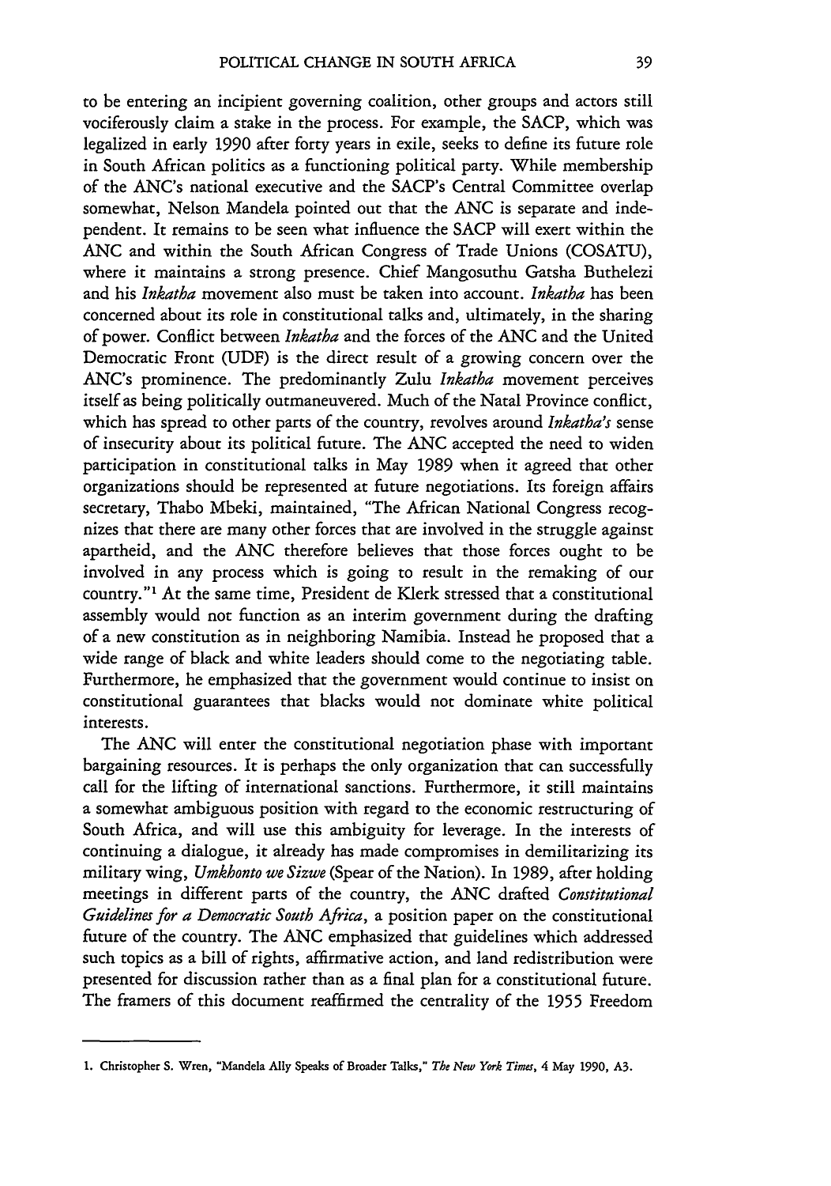to be entering an incipient governing coalition, other groups and actors still vociferously claim a stake in the process. For example, the SACP, which was legalized in early 1990 after forty years in exile, seeks to define its future role in South African politics as a functioning political party. While membership of the ANC's national executive and the SACP's Central Committee overlap somewhat, Nelson Mandela pointed out that the ANC is separate and independent. It remains to be seen what influence the SACP will exert within the ANC and within the South African Congress of Trade Unions (COSATU), where it maintains a strong presence. Chief Mangosuthu Gatsha Buthelezi and his *Inkatha* movement also must be taken into account. *Inkatha* has been concerned about its role in constitutional talks and, ultimately, in the sharing of power. Conflict between *Inkatha* and the forces of the ANC and the United Democratic Front (UDF) is the direct result of a growing concern over the ANC's prominence. The predominantly Zulu *Inkatha* movement perceives itself as being politically outmaneuvered. Much of the Natal Province conflict, which has spread to other parts of the country, revolves around *Inkatha's* sense of insecurity about its political future. The ANC accepted the need to widen participation in constitutional talks in May 1989 when it agreed that other organizations should be represented at future negotiations. Its foreign affairs secretary, Thabo Mbeki, maintained, "The African National Congress recognizes that there are many other forces that are involved in the struggle against apartheid, and the ANC therefore believes that those forces ought to be involved in any process which is going to result in the remaking of our country."[1] At the same time, President de Klerk stressed that a constitutional assembly would not function as an interim government during the drafting of a new constitution as in neighboring Namibia. Instead he proposed that a wide range of black and white leaders should come to the negotiating table. Furthermore, he emphasized that the government would continue to insist on constitutional guarantees that blacks would not dominate white political interests.

The ANC will enter the constitutional negotiation phase with important bargaining resources. It is perhaps the only organization that can successfully call for the lifting of international sanctions. Furthermore, it still maintains a somewhat ambiguous position with regard to the economic restructuring of South Africa, and will use this ambiguity for leverage. In the interests of continuing a dialogue, it already has made compromises in demilitarizing its military wing, *Umkhonto we Sizwe* (Spear of the Nation). In 1989, after holding meetings in different parts of the country, the ANC drafted *Constitutional Guidelines for a Democratic South Africa*, a position paper on the constitutional future of the country. The ANC emphasized that guidelines which addressed such topics as a bill of rights, affirmative action, and land redistribution were presented for discussion rather than as a final plan for a constitutional future. The framers of this document reaffirmed the centrality of the 1955 Freedom

---

1. Christopher S. Wren, "Mandela Ally Speaks of Broader Talks," *The New York Times*, 4 May 1990, A3.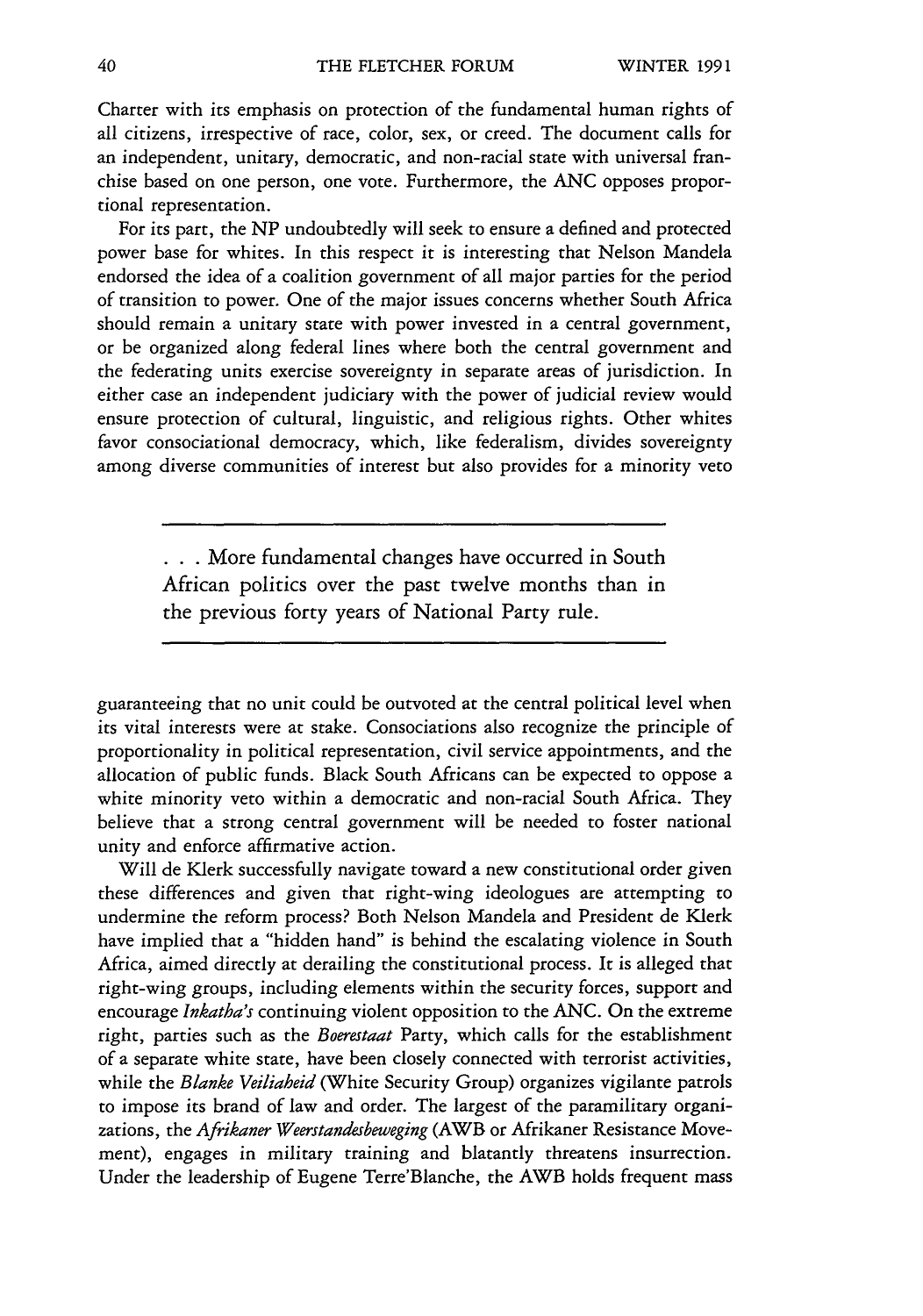Charter with its emphasis on protection of the fundamental human rights of all citizens, irrespective of race, color, sex, or creed. The document calls for an independent, unitary, democratic, and non-racial state with universal franchise based on one person, one vote. Furthermore, the ANC opposes proportional representation.

For its part, the NP undoubtedly will seek to ensure a defined and protected power base for whites. In this respect it is interesting that Nelson Mandela endorsed the idea of a coalition government of all major parties for the period of transition to power. One of the major issues concerns whether South Africa should remain a unitary state with power invested in a central government, or be organized along federal lines where both the central government and the federating units exercise sovereignty in separate areas of jurisdiction. In either case an independent judiciary with the power of judicial review would ensure protection of cultural, linguistic, and religious rights. Other whites favor consociational democracy, which, like federalism, divides sovereignty among diverse communities of interest but also provides for a minority veto guaranteeing that no unit could be outvoted at the central political level when its vital interests were at stake. Consociations also recognize the principle of proportionality in political representation, civil service appointments, and the allocation of public funds. Black South Africans can be expected to oppose a white minority veto within a democratic and non-racial South Africa. They believe that a strong central government will be needed to foster national unity and enforce affirmative action.

> . . . More fundamental changes have occurred in South African politics over the past twelve months than in the previous forty years of National Party rule.

Will de Klerk successfully navigate toward a new constitutional order given these differences and given that right-wing ideologues are attempting to undermine the reform process? Both Nelson Mandela and President de Klerk have implied that a "hidden hand" is behind the escalating violence in South Africa, aimed directly at derailing the constitutional process. It is alleged that right-wing groups, including elements within the security forces, support and encourage *Inkatha's* continuing violent opposition to the ANC. On the extreme right, parties such as the *Boerestaat* Party, which calls for the establishment of a separate white state, have been closely connected with terrorist activities, while the *Blanke Veiliaheid* (White Security Group) organizes vigilante patrols to impose its brand of law and order. The largest of the paramilitary organizations, the *Afrikaner Weerstandesbeweging* (AWB or Afrikaner Resistance Movement), engages in military training and blatantly threatens insurrection. Under the leadership of Eugene Terre'Blanche, the AWB holds frequent mass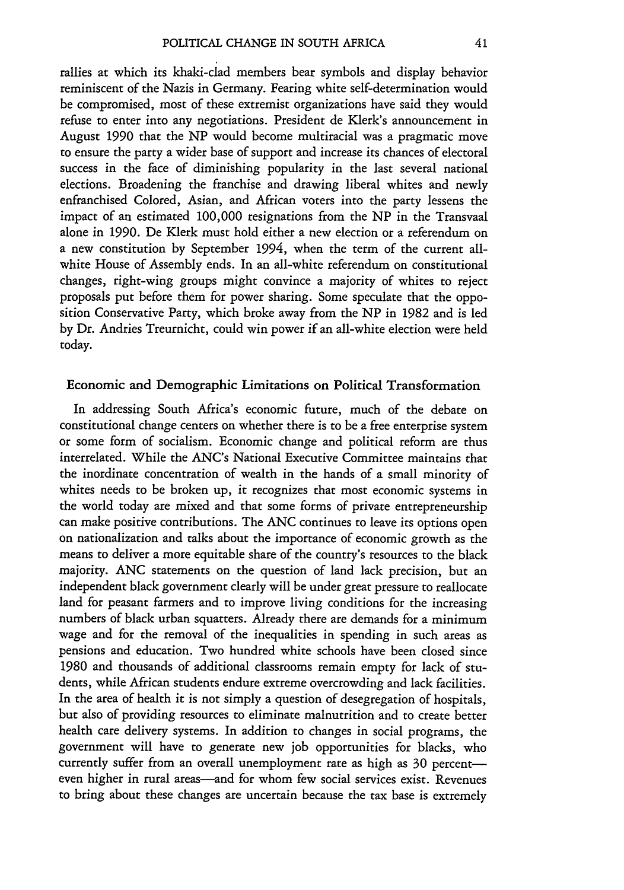rallies at which its khaki-clad members bear symbols and display behavior reminiscent of the Nazis in Germany. Fearing white self-determination would be compromised, most of these extremist organizations have said they would refuse to enter into any negotiations. President de Klerk's announcement in August 1990 that the NP would become multiracial was a pragmatic move to ensure the party a wider base of support and increase its chances of electoral success in the face of diminishing popularity in the last several national elections. Broadening the franchise and drawing liberal whites and newly enfranchised Colored, Asian, and African voters into the party lessens the impact of an estimated 100,000 resignations from the NP in the Transvaal alone in 1990. De Klerk must hold either a new election or a referendum on a new constitution by September 1994, when the term of the current all-white House of Assembly ends. In an all-white referendum on constitutional changes, right-wing groups might convince a majority of whites to reject proposals put before them for power sharing. Some speculate that the opposition Conservative Party, which broke away from the NP in 1982 and is led by Dr. Andries Treurnicht, could win power if an all-white election were held today.

## Economic and Demographic Limitations on Political Transformation

In addressing South Africa's economic future, much of the debate on constitutional change centers on whether there is to be a free enterprise system or some form of socialism. Economic change and political reform are thus interrelated. While the ANC's National Executive Committee maintains that the inordinate concentration of wealth in the hands of a small minority of whites needs to be broken up, it recognizes that most economic systems in the world today are mixed and that some forms of private entrepreneurship can make positive contributions. The ANC continues to leave its options open on nationalization and talks about the importance of economic growth as the means to deliver a more equitable share of the country's resources to the black majority. ANC statements on the question of land lack precision, but an independent black government clearly will be under great pressure to reallocate land for peasant farmers and to improve living conditions for the increasing numbers of black urban squatters. Already there are demands for a minimum wage and for the removal of the inequalities in spending in such areas as pensions and education. Two hundred white schools have been closed since 1980 and thousands of additional classrooms remain empty for lack of students, while African students endure extreme overcrowding and lack facilities. In the area of health it is not simply a question of desegregation of hospitals, but also of providing resources to eliminate malnutrition and to create better health care delivery systems. In addition to changes in social programs, the government will have to generate new job opportunities for blacks, who currently suffer from an overall unemployment rate as high as 30 percent—even higher in rural areas—and for whom few social services exist. Revenues to bring about these changes are uncertain because the tax base is extremely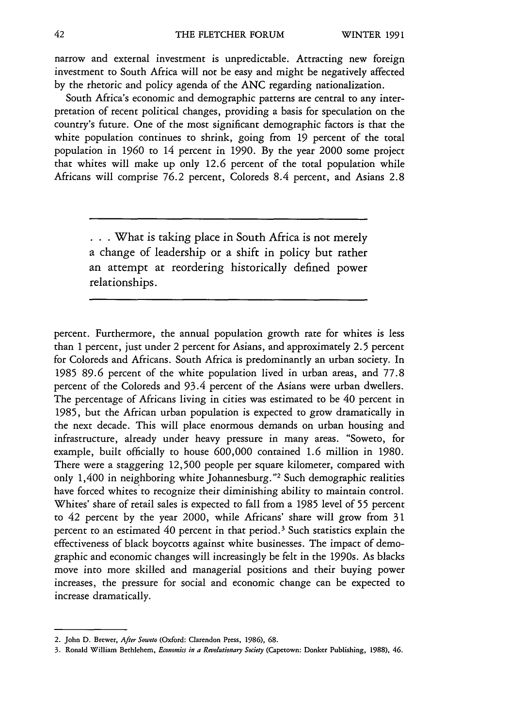narrow and external investment is unpredictable. Attracting new foreign investment to South Africa will not be easy and might be negatively affected by the rhetoric and policy agenda of the ANC regarding nationalization.

South Africa's economic and demographic patterns are central to any interpretation of recent political changes, providing a basis for speculation on the country's future. One of the most significant demographic factors is that the white population continues to shrink, going from 19 percent of the total population in 1960 to 14 percent in 1990. By the year 2000 some project that whites will make up only 12.6 percent of the total population while Africans will comprise 76.2 percent, Coloreds 8.4 percent, and Asians 2.8 percent. Furthermore, the annual population growth rate for whites is less than 1 percent, just under 2 percent for Asians, and approximately 2.5 percent for Coloreds and Africans. South Africa is predominantly an urban society. In 1985 89.6 percent of the white population lived in urban areas, and 77.8 percent of the Coloreds and 93.4 percent of the Asians were urban dwellers. The percentage of Africans living in cities was estimated to be 40 percent in 1985, but the African urban population is expected to grow dramatically in the next decade. This will place enormous demands on urban housing and infrastructure, already under heavy pressure in many areas. "Soweto, for example, built officially to house 600,000 contained 1.6 million in 1980. There were a staggering 12,500 people per square kilometer, compared with only 1,400 in neighboring white Johannesburg."[2] Such demographic realities have forced whites to recognize their diminishing ability to maintain control. Whites' share of retail sales is expected to fall from a 1985 level of 55 percent to 42 percent by the year 2000, while Africans' share will grow from 31 percent to an estimated 40 percent in that period.[3] Such statistics explain the effectiveness of black boycotts against white businesses. The impact of demographic and economic changes will increasingly be felt in the 1990s. As blacks move into more skilled and managerial positions and their buying power increases, the pressure for social and economic change can be expected to increase dramatically.

> . . . What is taking place in South Africa is not merely a change of leadership or a shift in policy but rather an attempt at reordering historically defined power relationships.

---

2. John D. Brewer, *After Soweto* (Oxford: Clarendon Press, 1986), 68.

3. Ronald William Bethlehem, *Economics in a Revolutionary Society* (Capetown: Donker Publishing, 1988), 46.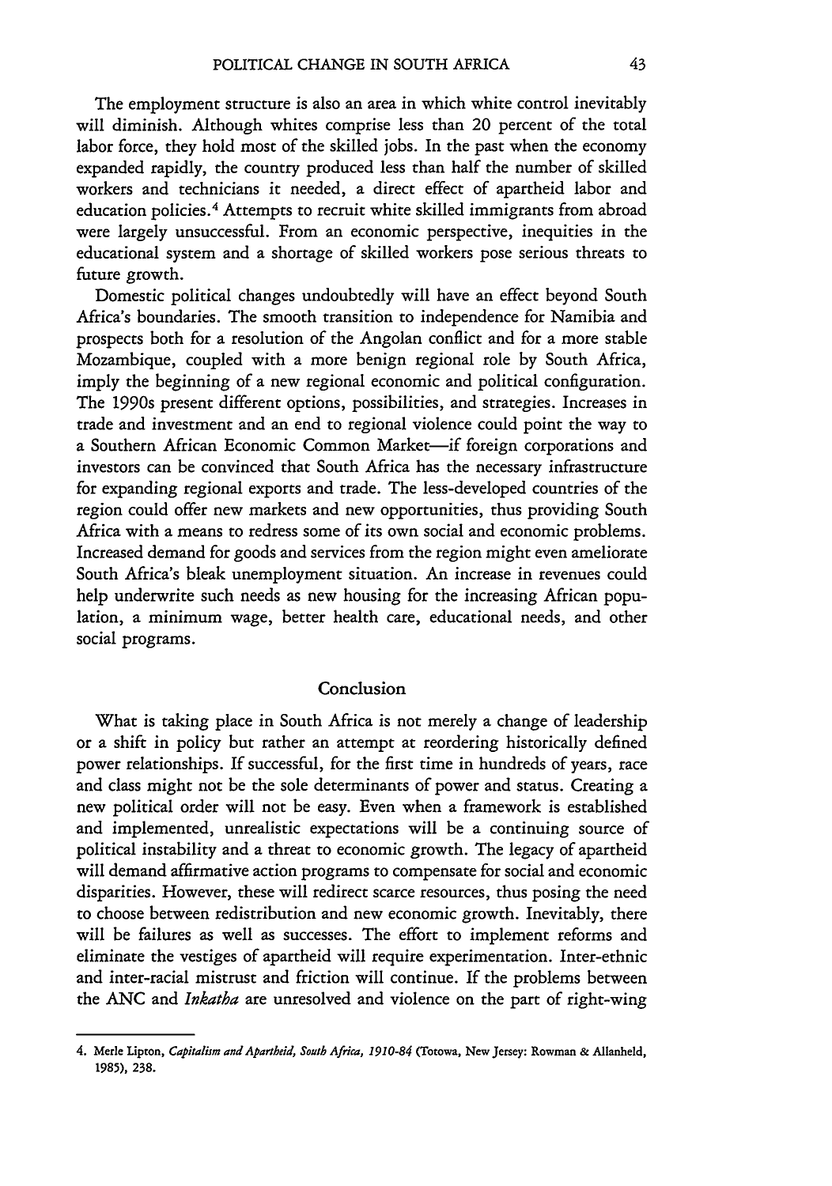The employment structure is also an area in which white control inevitably will diminish. Although whites comprise less than 20 percent of the total labor force, they hold most of the skilled jobs. In the past when the economy expanded rapidly, the country produced less than half the number of skilled workers and technicians it needed, a direct effect of apartheid labor and education policies.[4] Attempts to recruit white skilled immigrants from abroad were largely unsuccessful. From an economic perspective, inequities in the educational system and a shortage of skilled workers pose serious threats to future growth.

Domestic political changes undoubtedly will have an effect beyond South Africa's boundaries. The smooth transition to independence for Namibia and prospects both for a resolution of the Angolan conflict and for a more stable Mozambique, coupled with a more benign regional role by South Africa, imply the beginning of a new regional economic and political configuration. The 1990s present different options, possibilities, and strategies. Increases in trade and investment and an end to regional violence could point the way to a Southern African Economic Common Market—if foreign corporations and investors can be convinced that South Africa has the necessary infrastructure for expanding regional exports and trade. The less-developed countries of the region could offer new markets and new opportunities, thus providing South Africa with a means to redress some of its own social and economic problems. Increased demand for goods and services from the region might even ameliorate South Africa's bleak unemployment situation. An increase in revenues could help underwrite such needs as new housing for the increasing African population, a minimum wage, better health care, educational needs, and other social programs.

## Conclusion

What is taking place in South Africa is not merely a change of leadership or a shift in policy but rather an attempt at reordering historically defined power relationships. If successful, for the first time in hundreds of years, race and class might not be the sole determinants of power and status. Creating a new political order will not be easy. Even when a framework is established and implemented, unrealistic expectations will be a continuing source of political instability and a threat to economic growth. The legacy of apartheid will demand affirmative action programs to compensate for social and economic disparities. However, these will redirect scarce resources, thus posing the need to choose between redistribution and new economic growth. Inevitably, there will be failures as well as successes. The effort to implement reforms and eliminate the vestiges of apartheid will require experimentation. Inter-ethnic and inter-racial mistrust and friction will continue. If the problems between the ANC and *Inkatha* are unresolved and violence on the part of right-wing

---

4. Merle Lipton, *Capitalism and Apartheid, South Africa, 1910-84* (Totowa, New Jersey: Rowman & Allanheld, 1985), 238.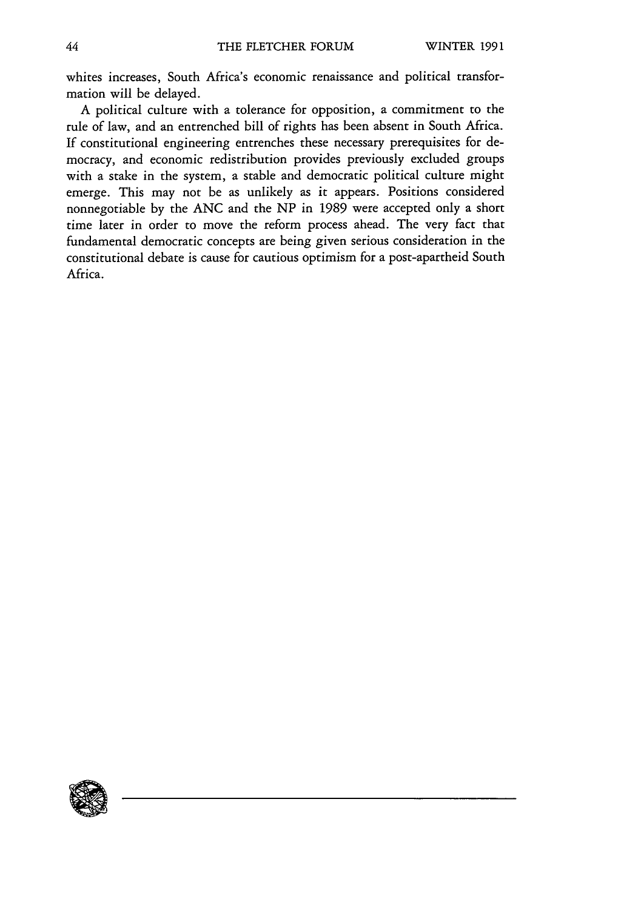whites increases, South Africa's economic renaissance and political transformation will be delayed.

A political culture with a tolerance for opposition, a commitment to the rule of law, and an entrenched bill of rights has been absent in South Africa. If constitutional engineering entrenches these necessary prerequisites for democracy, and economic redistribution provides previously excluded groups with a stake in the system, a stable and democratic political culture might emerge. This may not be as unlikely as it appears. Positions considered nonnegotiable by the ANC and the NP in 1989 were accepted only a short time later in order to move the reform process ahead. The very fact that fundamental democratic concepts are being given serious consideration in the constitutional debate is cause for cautious optimism for a post-apartheid South Africa.